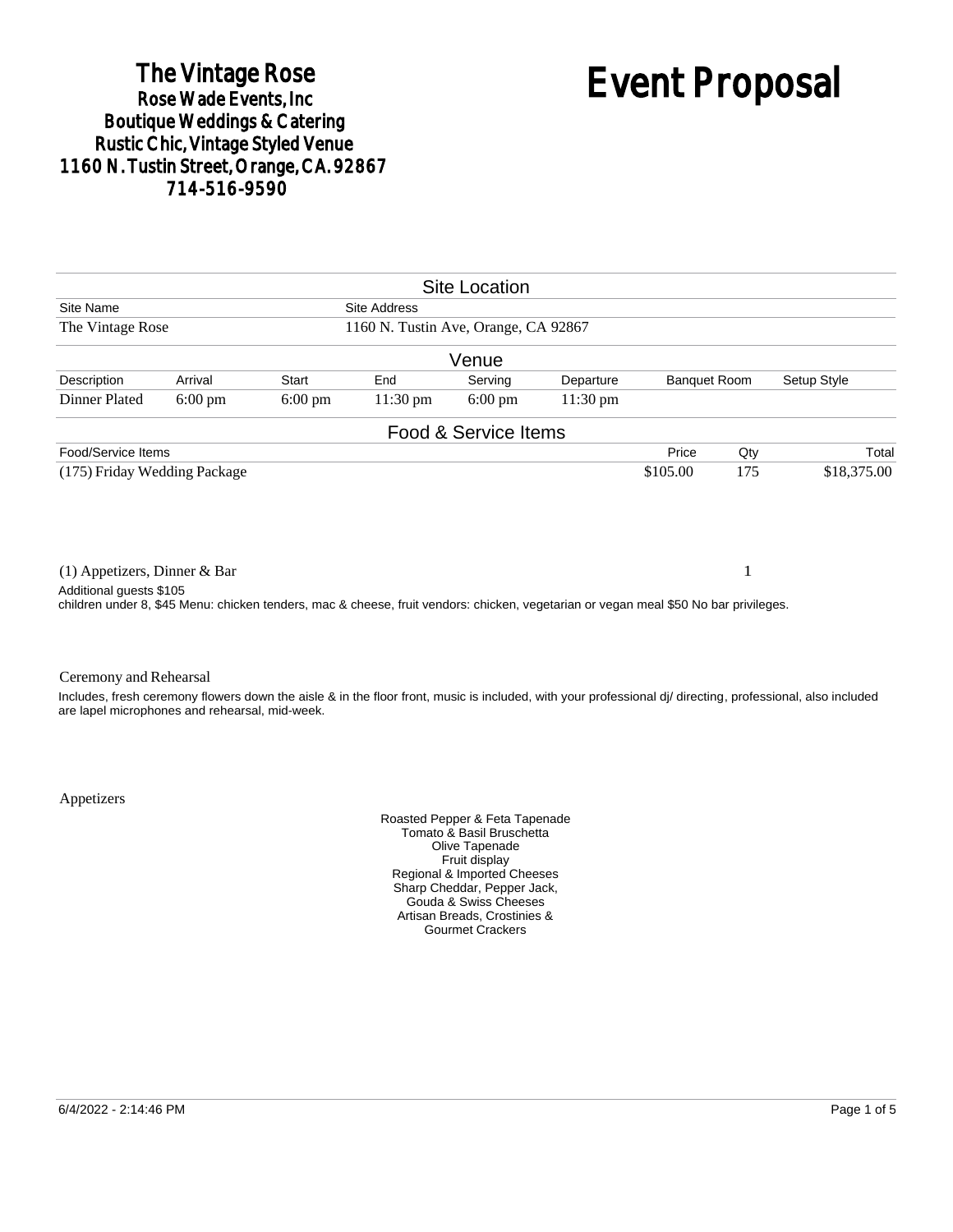# The Vintage Rose

**Rose Wade Events, Inc**
**Boutique Weddings & Catering**
**Rustic Chic, Vintage Styled Venue**
**1160 N. Tustin Street, Orange, CA. 92867**
**714-516-9590**

# Event Proposal

## Site Location

| Site Name | Site Address |
| --- | --- |
| The Vintage Rose | 1160 N. Tustin Ave, Orange, CA 92867 |

## Venue

| Description | Arrival | Start | End | Serving | Departure | Banquet Room | Setup Style |
| --- | --- | --- | --- | --- | --- | --- | --- |
| Dinner Plated | 6:00 pm | 6:00 pm | 11:30 pm | 6:00 pm | 11:30 pm | | |

## Food & Service Items

| Food/Service Items | Price | Qty | Total |
| --- | --- | --- | --- |
| (175) Friday Wedding Package | $105.00 | 175 | $18,375.00 |
| (1) Appetizers, Dinner & Bar | | 1 | |

Additional guests $105
children under 8, $45 Menu: chicken tenders, mac & cheese, fruit vendors: chicken, vegetarian or vegan meal $50 No bar privileges.

Ceremony and Rehearsal

Includes, fresh ceremony flowers down the aisle & in the floor front, music is included, with your professional dj/ directing, professional, also included are lapel microphones and rehearsal, mid-week.

Appetizers

Roasted Pepper & Feta Tapenade
Tomato & Basil Bruschetta
Olive Tapenade
Fruit display
Regional & Imported Cheeses
Sharp Cheddar, Pepper Jack,
Gouda & Swiss Cheeses
Artisan Breads, Crostinies &
Gourmet Crackers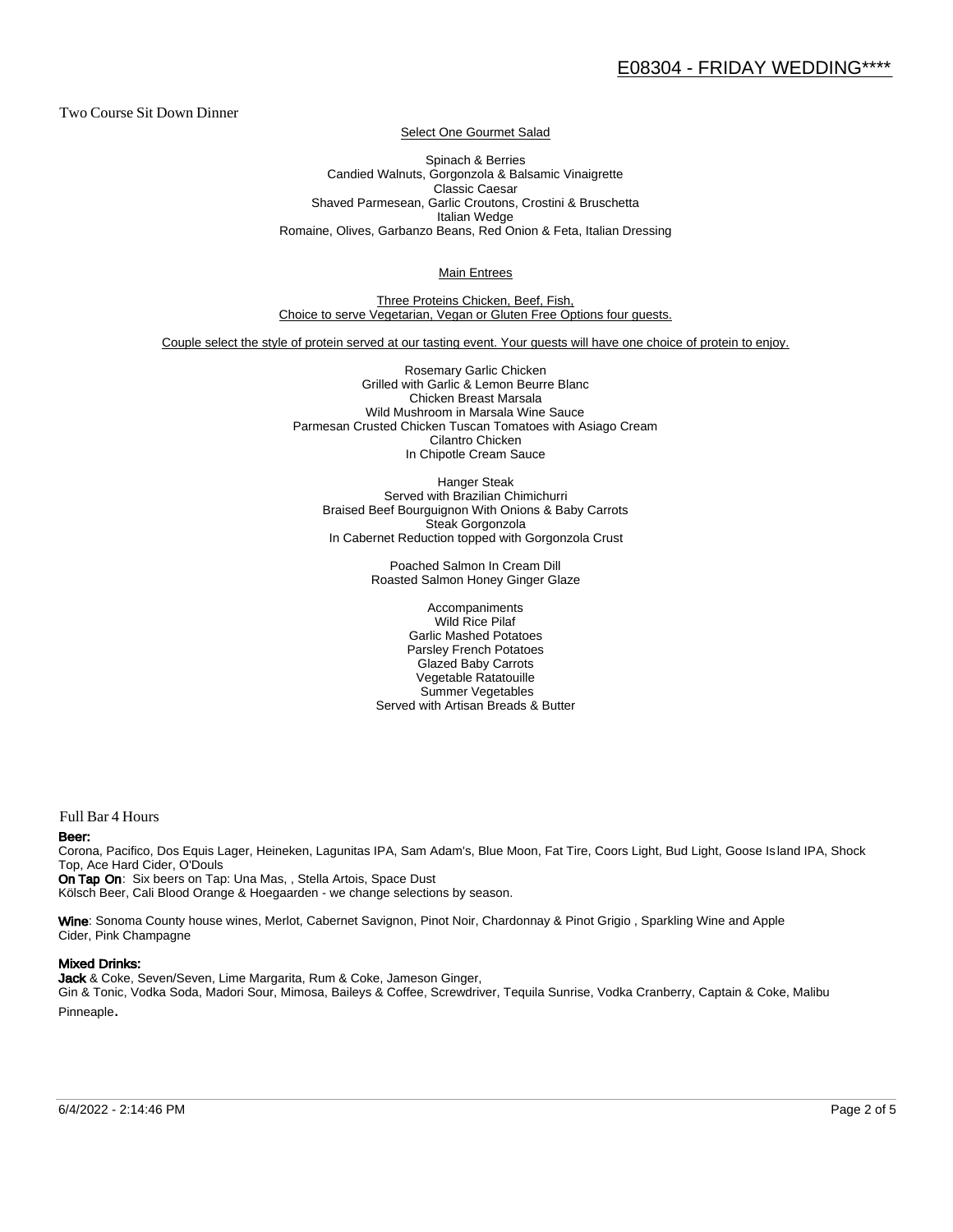## Two Course Sit Down Dinner

Select One Gourmet Salad

Spinach & Berries
Candied Walnuts, Gorgonzola & Balsamic Vinaigrette
Classic Caesar
Shaved Parmesean, Garlic Croutons, Crostini & Bruschetta
Italian Wedge
Romaine, Olives, Garbanzo Beans, Red Onion & Feta, Italian Dressing

Main Entrees

Three Proteins Chicken, Beef, Fish,
Choice to serve Vegetarian, Vegan or Gluten Free Options four guests.

Couple select the style of protein served at our tasting event. Your guests will have one choice of protein to enjoy.

Rosemary Garlic Chicken
Grilled with Garlic & Lemon Beurre Blanc
Chicken Breast Marsala
Wild Mushroom in Marsala Wine Sauce
Parmesan Crusted Chicken Tuscan Tomatoes with Asiago Cream
Cilantro Chicken
In Chipotle Cream Sauce

Hanger Steak
Served with Brazilian Chimichurri
Braised Beef Bourguignon With Onions & Baby Carrots
Steak Gorgonzola
In Cabernet Reduction topped with Gorgonzola Crust

Poached Salmon In Cream Dill
Roasted Salmon Honey Ginger Glaze

Accompaniments
Wild Rice Pilaf
Garlic Mashed Potatoes
Parsley French Potatoes
Glazed Baby Carrots
Vegetable Ratatouille
Summer Vegetables
Served with Artisan Breads & Butter

## Full Bar 4 Hours

**Beer:**
Corona, Pacifico, Dos Equis Lager, Heineken, Lagunitas IPA, Sam Adam's, Blue Moon, Fat Tire, Coors Light, Bud Light, Goose Island IPA, Shock Top, Ace Hard Cider, O'Douls
**On Tap On**: Six beers on Tap: Una Mas, , Stella Artois, Space Dust
Kölsch Beer, Cali Blood Orange & Hoegaarden - we change selections by season.

**Wine**: Sonoma County house wines, Merlot, Cabernet Savignon, Pinot Noir, Chardonnay & Pinot Grigio , Sparkling Wine and Apple Cider, Pink Champagne

**Mixed Drinks:**
**Jack** & Coke, Seven/Seven, Lime Margarita, Rum & Coke, Jameson Ginger,
Gin & Tonic, Vodka Soda, Madori Sour, Mimosa, Baileys & Coffee, Screwdriver, Tequila Sunrise, Vodka Cranberry, Captain & Coke, Malibu Pinneaple.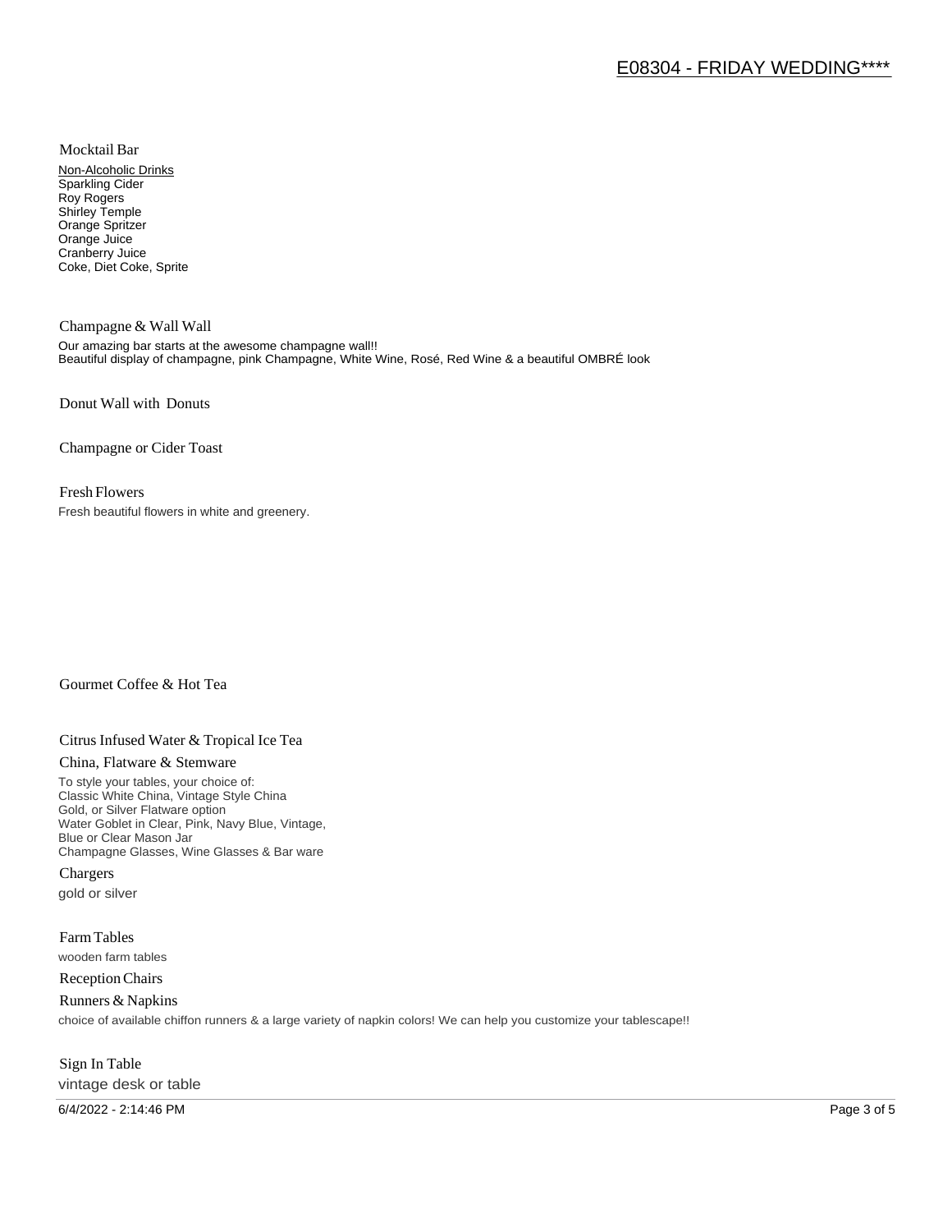## Mocktail Bar

Non-Alcoholic Drinks
Sparkling Cider
Roy Rogers
Shirley Temple
Orange Spritzer
Orange Juice
Cranberry Juice
Coke, Diet Coke, Sprite

## Champagne & Wall Wall

Our amazing bar starts at the awesome champagne wall!!
Beautiful display of champagne, pink Champagne, White Wine, Rosé, Red Wine & a beautiful OMBRÉ look

## Donut Wall with Donuts

## Champagne or Cider Toast

## Fresh Flowers

Fresh beautiful flowers in white and greenery.

## Gourmet Coffee & Hot Tea

## Citrus Infused Water & Tropical Ice Tea

## China, Flatware & Stemware

To style your tables, your choice of:
Classic White China, Vintage Style China
Gold, or Silver Flatware option
Water Goblet in Clear, Pink, Navy Blue, Vintage,
Blue or Clear Mason Jar
Champagne Glasses, Wine Glasses & Bar ware

## Chargers

gold or silver

## Farm Tables

wooden farm tables

## Reception Chairs

## Runners & Napkins

choice of available chiffon runners & a large variety of napkin colors! We can help you customize your tablescape!!

## Sign In Table

vintage desk or table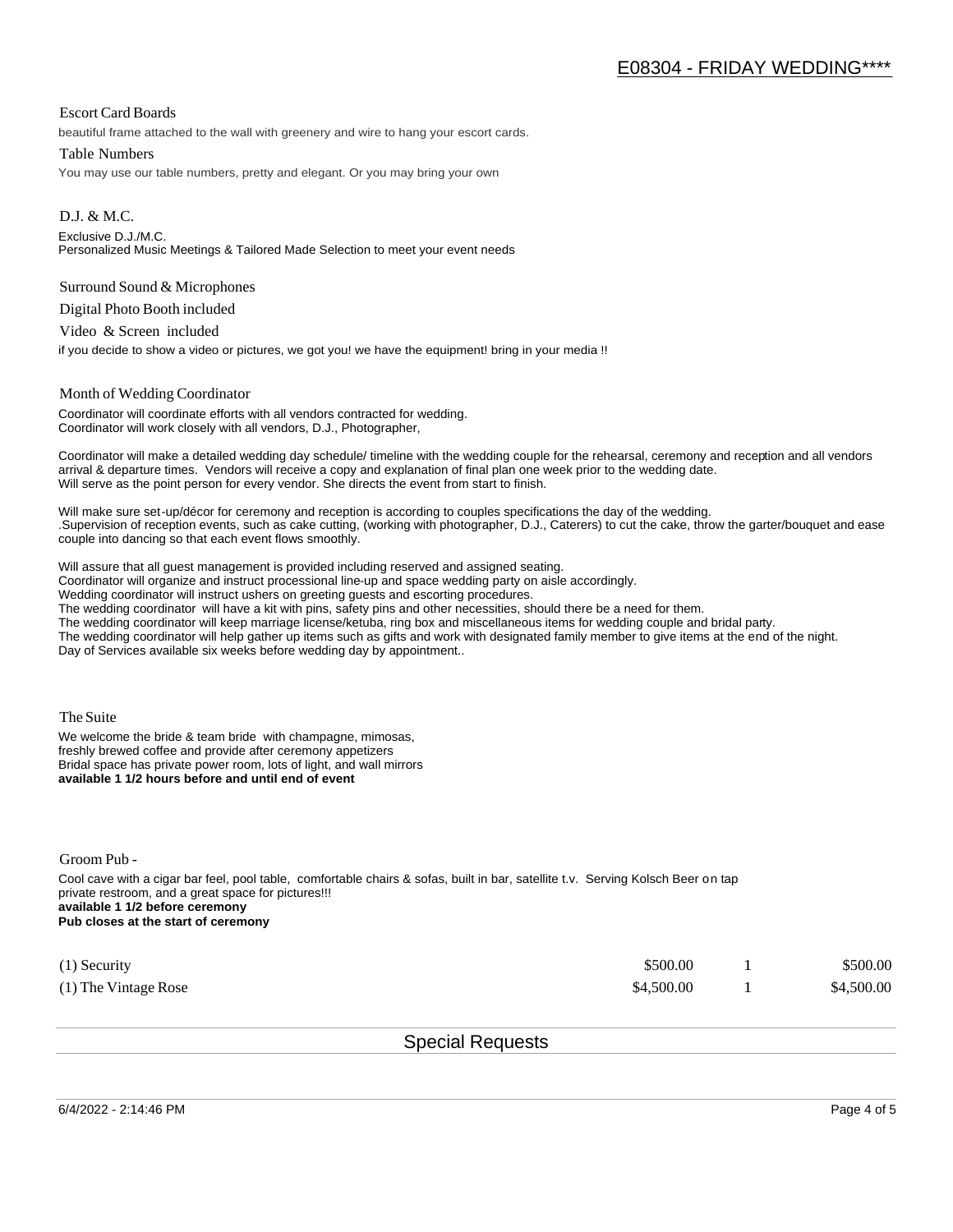# E08304 - FRIDAY WEDDING****

### Escort Card Boards

beautiful frame attached to the wall with greenery and wire to hang your escort cards.

### Table Numbers

You may use our table numbers, pretty and elegant. Or you may bring your own

### D.J. & M.C.

Exclusive D.J./M.C.
Personalized Music Meetings & Tailored Made Selection to meet your event needs

### Surround Sound & Microphones

### Digital Photo Booth included

### Video & Screen included

if you decide to show a video or pictures, we got you! we have the equipment! bring in your media !!

### Month of Wedding Coordinator

Coordinator will coordinate efforts with all vendors contracted for wedding.
Coordinator will work closely with all vendors, D.J., Photographer,

Coordinator will make a detailed wedding day schedule/ timeline with the wedding couple for the rehearsal, ceremony and reception and all vendors arrival & departure times. Vendors will receive a copy and explanation of final plan one week prior to the wedding date.
Will serve as the point person for every vendor. She directs the event from start to finish.

Will make sure set-up/décor for ceremony and reception is according to couples specifications the day of the wedding.
.Supervision of reception events, such as cake cutting, (working with photographer, D.J., Caterers) to cut the cake, throw the garter/bouquet and ease couple into dancing so that each event flows smoothly.

Will assure that all guest management is provided including reserved and assigned seating.
Coordinator will organize and instruct processional line-up and space wedding party on aisle accordingly.
Wedding coordinator will instruct ushers on greeting guests and escorting procedures.
The wedding coordinator will have a kit with pins, safety pins and other necessities, should there be a need for them.
The wedding coordinator will keep marriage license/ketuba, ring box and miscellaneous items for wedding couple and bridal party.
The wedding coordinator will help gather up items such as gifts and work with designated family member to give items at the end of the night.
Day of Services available six weeks before wedding day by appointment..

### The Suite

We welcome the bride & team bride with champagne, mimosas,
freshly brewed coffee and provide after ceremony appetizers
Bridal space has private power room, lots of light, and wall mirrors
**available 1 1/2 hours before and until end of event**

### Groom Pub -

Cool cave with a cigar bar feel, pool table, comfortable chairs & sofas, built in bar, satellite t.v. Serving Kolsch Beer on tap
private restroom, and a great space for pictures!!!
**available 1 1/2 before ceremony**
**Pub closes at the start of ceremony**

| | | | |
|---|---|---|---|
| (1) Security | \$500.00 | 1 | \$500.00 |
| (1) The Vintage Rose | \$4,500.00 | 1 | \$4,500.00 |

## Special Requests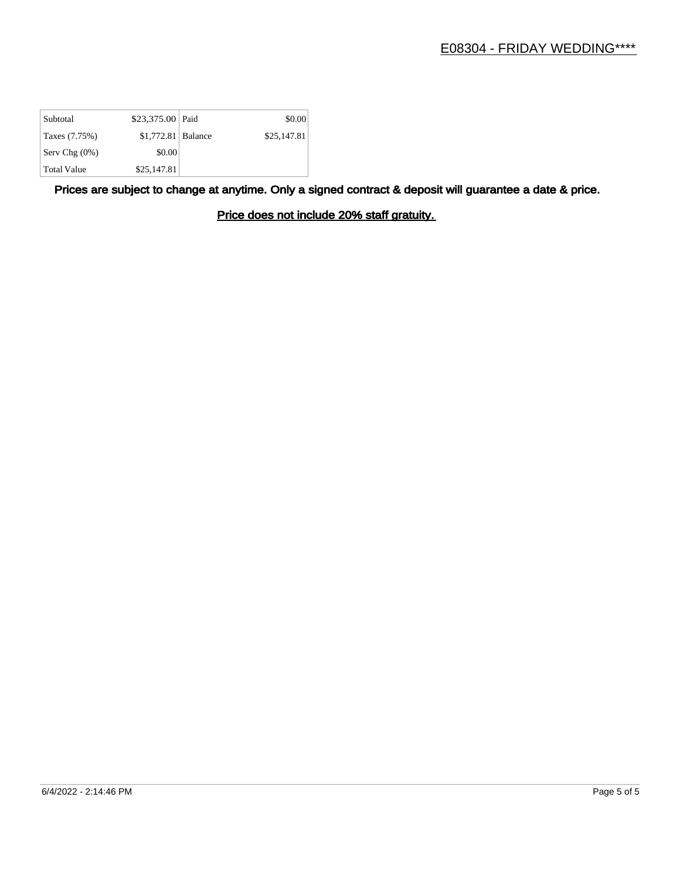| | | | |
|---|---|---|---|
| Subtotal | $23,375.00 | Paid | $0.00 |
| Taxes (7.75%) | $1,772.81 | Balance | $25,147.81 |
| Serv Chg (0%) | $0.00 | | |
| Total Value | $25,147.81 | | |

**Prices are subject to change at anytime. Only a signed contract & deposit will guarantee a date & price.**

**Price does not include 20% staff gratuity.**